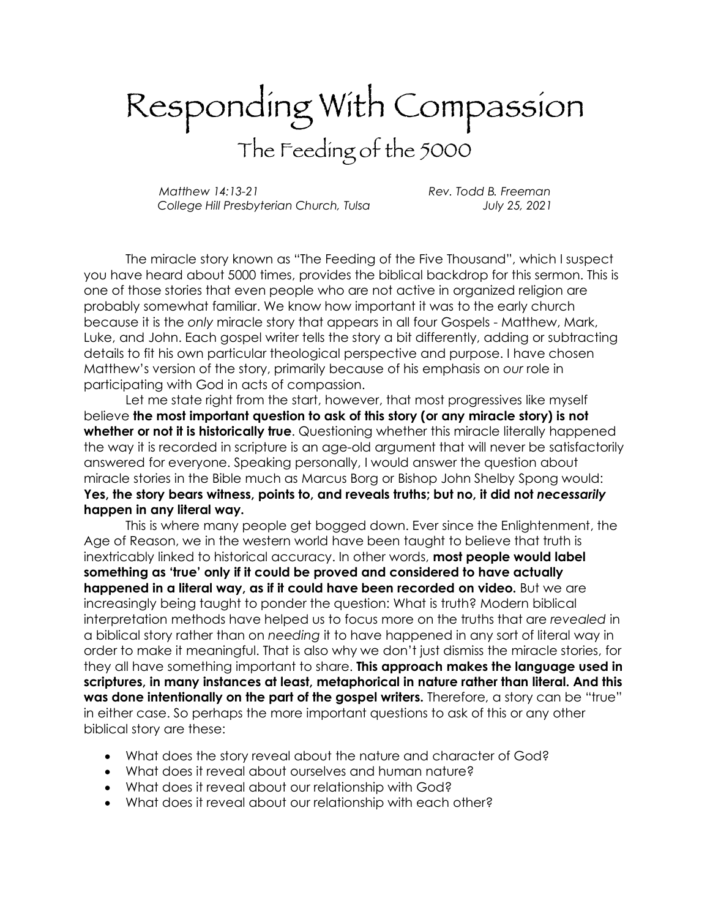# Responding With Compassion

## The Feeding of the 5000

*Matthew 14:13-21* — *Rev. Todd B. Freeman*
*College Hill Presbyterian Church, Tulsa* — *July 25, 2021*

The miracle story known as "The Feeding of the Five Thousand", which I suspect you have heard about 5000 times, provides the biblical backdrop for this sermon. This is one of those stories that even people who are not active in organized religion are probably somewhat familiar. We know how important it was to the early church because it is the *only* miracle story that appears in all four Gospels - Matthew, Mark, Luke, and John. Each gospel writer tells the story a bit differently, adding or subtracting details to fit his own particular theological perspective and purpose. I have chosen Matthew's version of the story, primarily because of his emphasis on *our* role in participating with God in acts of compassion.

Let me state right from the start, however, that most progressives like myself believe **the most important question to ask of this story (or any miracle story) is not whether or not it is historically true**. Questioning whether this miracle literally happened the way it is recorded in scripture is an age-old argument that will never be satisfactorily answered for everyone. Speaking personally, I would answer the question about miracle stories in the Bible much as Marcus Borg or Bishop John Shelby Spong would: **Yes, the story bears witness, points to, and reveals truths; but no, it did not *necessarily* happen in any literal way.**

This is where many people get bogged down. Ever since the Enlightenment, the Age of Reason, we in the western world have been taught to believe that truth is inextricably linked to historical accuracy. In other words, **most people would label something as 'true' only if it could be proved and considered to have actually happened in a literal way, as if it could have been recorded on video.** But we are increasingly being taught to ponder the question: What is truth? Modern biblical interpretation methods have helped us to focus more on the truths that are *revealed* in a biblical story rather than on *needing* it to have happened in any sort of literal way in order to make it meaningful. That is also why we don't just dismiss the miracle stories, for they all have something important to share. **This approach makes the language used in scriptures, in many instances at least, metaphorical in nature rather than literal. And this was done intentionally on the part of the gospel writers.** Therefore, a story can be "true" in either case. So perhaps the more important questions to ask of this or any other biblical story are these:

- What does the story reveal about the nature and character of God?
- What does it reveal about ourselves and human nature?
- What does it reveal about our relationship with God?
- What does it reveal about our relationship with each other?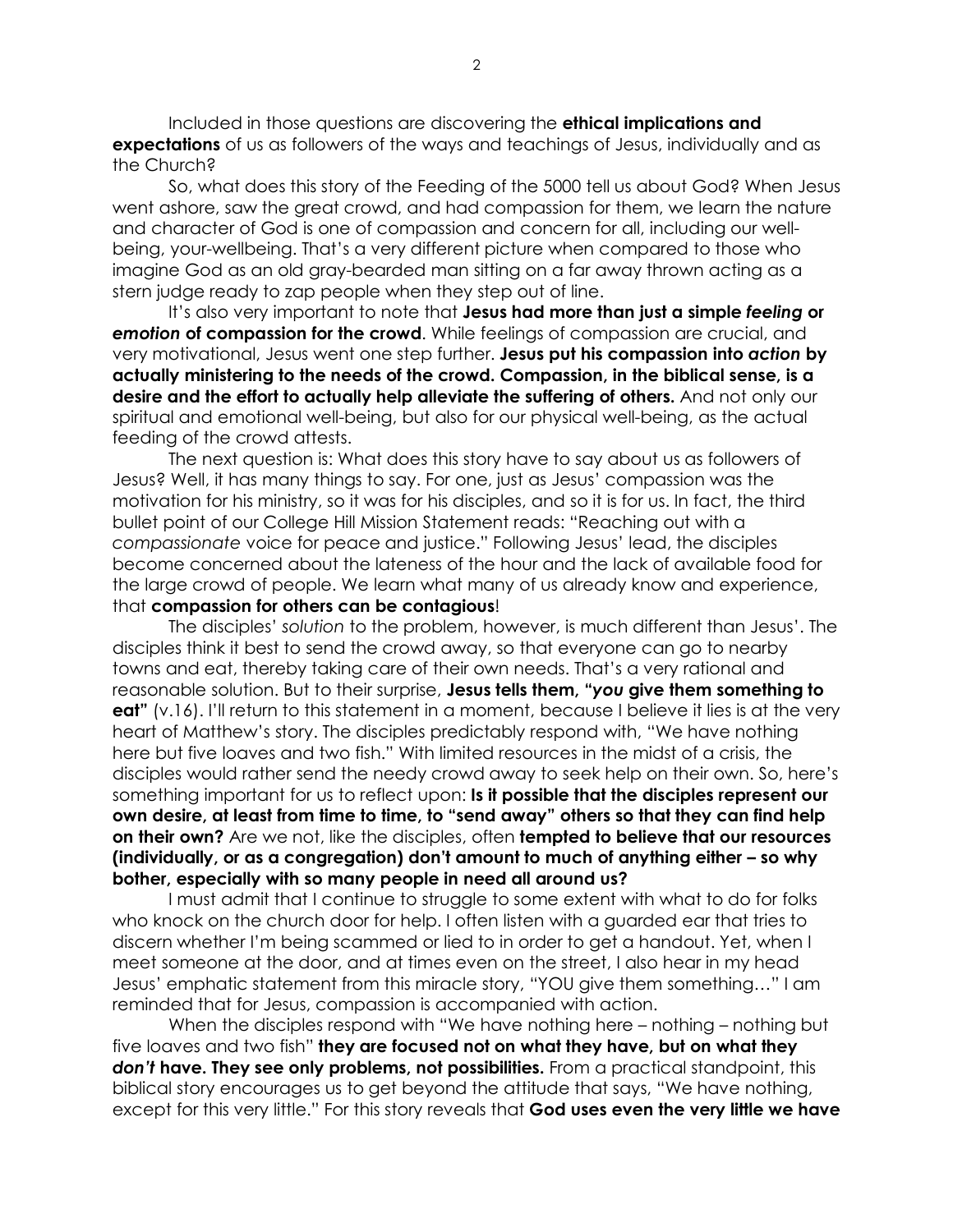Included in those questions are discovering the **ethical implications and expectations** of us as followers of the ways and teachings of Jesus, individually and as the Church?

So, what does this story of the Feeding of the 5000 tell us about God? When Jesus went ashore, saw the great crowd, and had compassion for them, we learn the nature and character of God is one of compassion and concern for all, including our well-being, your-wellbeing. That's a very different picture when compared to those who imagine God as an old gray-bearded man sitting on a far away thrown acting as a stern judge ready to zap people when they step out of line.

It's also very important to note that **Jesus had more than just a simple *feeling* or *emotion* of compassion for the crowd**. While feelings of compassion are crucial, and very motivational, Jesus went one step further. **Jesus put his compassion into *action* by actually ministering to the needs of the crowd. Compassion, in the biblical sense, is a desire and the effort to actually help alleviate the suffering of others.** And not only our spiritual and emotional well-being, but also for our physical well-being, as the actual feeding of the crowd attests.

The next question is: What does this story have to say about us as followers of Jesus? Well, it has many things to say. For one, just as Jesus' compassion was the motivation for his ministry, so it was for his disciples, and so it is for us. In fact, the third bullet point of our College Hill Mission Statement reads: "Reaching out with a *compassionate* voice for peace and justice." Following Jesus' lead, the disciples become concerned about the lateness of the hour and the lack of available food for the large crowd of people. We learn what many of us already know and experience, that **compassion for others can be contagious**!

The disciples' *solution* to the problem, however, is much different than Jesus'. The disciples think it best to send the crowd away, so that everyone can go to nearby towns and eat, thereby taking care of their own needs. That's a very rational and reasonable solution. But to their surprise, **Jesus tells them, "*you* give them something to eat"** (v.16). I'll return to this statement in a moment, because I believe it lies is at the very heart of Matthew's story. The disciples predictably respond with, "We have nothing here but five loaves and two fish." With limited resources in the midst of a crisis, the disciples would rather send the needy crowd away to seek help on their own. So, here's something important for us to reflect upon: **Is it possible that the disciples represent our own desire, at least from time to time, to "send away" others so that they can find help on their own?** Are we not, like the disciples, often **tempted to believe that our resources (individually, or as a congregation) don't amount to much of anything either – so why bother, especially with so many people in need all around us?**

I must admit that I continue to struggle to some extent with what to do for folks who knock on the church door for help. I often listen with a guarded ear that tries to discern whether I'm being scammed or lied to in order to get a handout. Yet, when I meet someone at the door, and at times even on the street, I also hear in my head Jesus' emphatic statement from this miracle story, "YOU give them something…" I am reminded that for Jesus, compassion is accompanied with action.

When the disciples respond with "We have nothing here – nothing – nothing but five loaves and two fish" **they are focused not on what they have, but on what they *don't* have. They see only problems, not possibilities.** From a practical standpoint, this biblical story encourages us to get beyond the attitude that says, "We have nothing, except for this very little." For this story reveals that **God uses even the very little we have**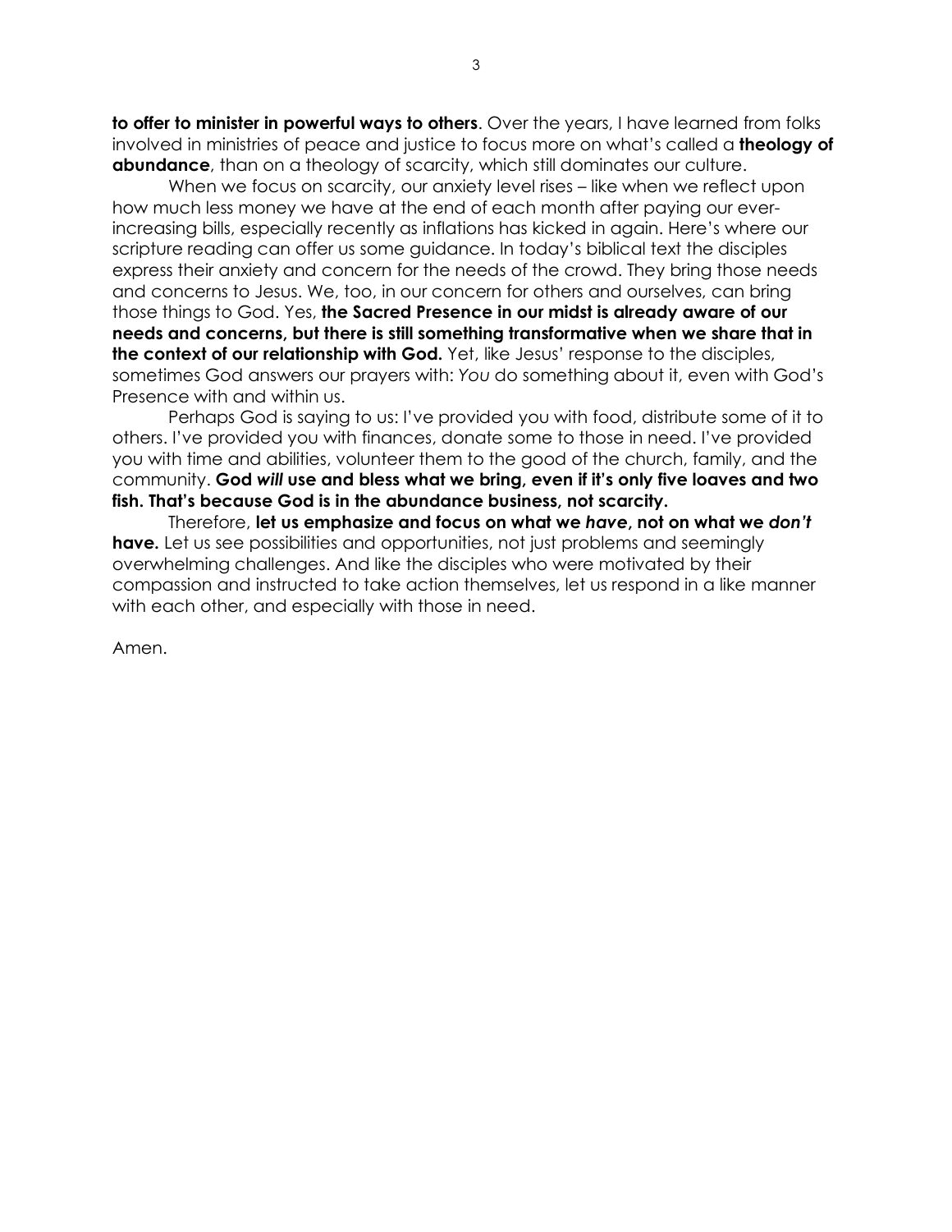**to offer to minister in powerful ways to others**. Over the years, I have learned from folks involved in ministries of peace and justice to focus more on what's called a **theology of abundance**, than on a theology of scarcity, which still dominates our culture.

When we focus on scarcity, our anxiety level rises – like when we reflect upon how much less money we have at the end of each month after paying our ever-increasing bills, especially recently as inflations has kicked in again. Here's where our scripture reading can offer us some guidance. In today's biblical text the disciples express their anxiety and concern for the needs of the crowd. They bring those needs and concerns to Jesus. We, too, in our concern for others and ourselves, can bring those things to God. Yes, **the Sacred Presence in our midst is already aware of our needs and concerns, but there is still something transformative when we share that in the context of our relationship with God.** Yet, like Jesus' response to the disciples, sometimes God answers our prayers with: *You* do something about it, even with God's Presence with and within us.

Perhaps God is saying to us: I've provided you with food, distribute some of it to others. I've provided you with finances, donate some to those in need. I've provided you with time and abilities, volunteer them to the good of the church, family, and the community. **God *will* use and bless what we bring, even if it's only five loaves and two fish. That's because God is in the abundance business, not scarcity.**

Therefore, **let us emphasize and focus on what we *have*, not on what we *don't* have.** Let us see possibilities and opportunities, not just problems and seemingly overwhelming challenges. And like the disciples who were motivated by their compassion and instructed to take action themselves, let us respond in a like manner with each other, and especially with those in need.

Amen.